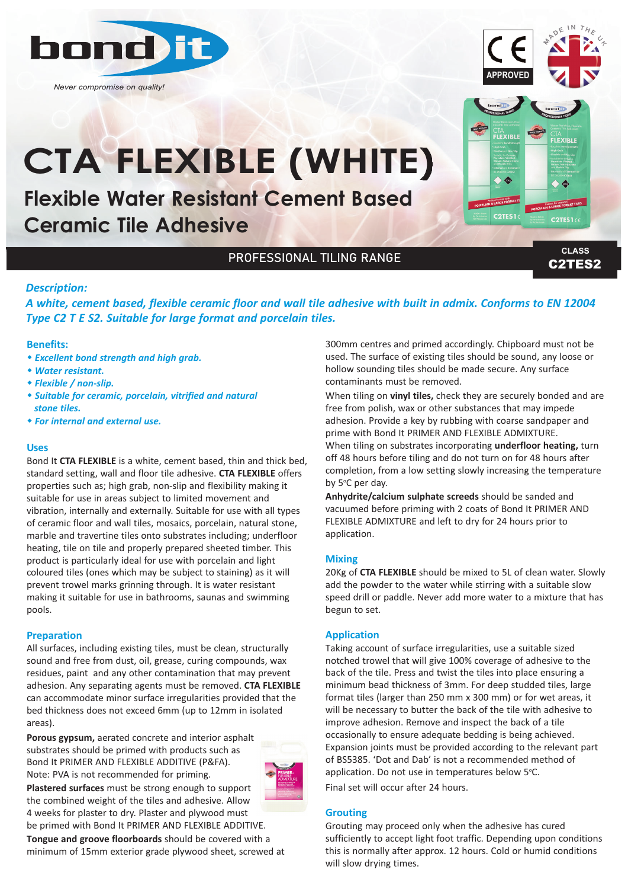bond it

*Never compromise on quality!*

CE APPROVED

MADE IN THE UK

# CTA FLEXIBLE (WHITE)

## Flexible Water Resistant Cement Based Ceramic Tile Adhesive

PROFESSIONAL TILING RANGE

CLASS **C2TES2**

### *Description:*

***A white, cement based, flexible ceramic floor and wall tile adhesive with built in admix. Conforms to EN 12004 Type C2 T E S2. Suitable for large format and porcelain tiles.***

### Benefits:

- ***Excellent bond strength and high grab.***
- ***Water resistant.***
- ***Flexible / non-slip.***
- ***Suitable for ceramic, porcelain, vitrified and natural stone tiles.***
- ***For internal and external use.***

### Uses

Bond It **CTA FLEXIBLE** is a white, cement based, thin and thick bed, standard setting, wall and floor tile adhesive. **CTA FLEXIBLE** offers properties such as; high grab, non-slip and flexibility making it suitable for use in areas subject to limited movement and vibration, internally and externally. Suitable for use with all types of ceramic floor and wall tiles, mosaics, porcelain, natural stone, marble and travertine tiles onto substrates including; underfloor heating, tile on tile and properly prepared sheeted timber. This product is particularly ideal for use with porcelain and light coloured tiles (ones which may be subject to staining) as it will prevent trowel marks grinning through. It is water resistant making it suitable for use in bathrooms, saunas and swimming pools.

### Preparation

All surfaces, including existing tiles, must be clean, structurally sound and free from dust, oil, grease, curing compounds, wax residues, paint and any other contamination that may prevent adhesion. Any separating agents must be removed. **CTA FLEXIBLE** can accommodate minor surface irregularities provided that the bed thickness does not exceed 6mm (up to 12mm in isolated areas).

**Porous gypsum,** aerated concrete and interior asphalt substrates should be primed with products such as Bond It PRIMER AND FLEXIBLE ADDITIVE (P&FA). Note: PVA is not recommended for priming.

**Plastered surfaces** must be strong enough to support the combined weight of the tiles and adhesive. Allow 4 weeks for plaster to dry. Plaster and plywood must be primed with Bond It PRIMER AND FLEXIBLE ADDITIVE.

**Tongue and groove floorboards** should be covered with a minimum of 15mm exterior grade plywood sheet, screwed at 300mm centres and primed accordingly. Chipboard must not be used. The surface of existing tiles should be sound, any loose or hollow sounding tiles should be made secure. Any surface contaminants must be removed.

When tiling on **vinyl tiles,** check they are securely bonded and are free from polish, wax or other substances that may impede adhesion. Provide a key by rubbing with coarse sandpaper and prime with Bond It PRIMER AND FLEXIBLE ADMIXTURE.

When tiling on substrates incorporating **underfloor heating,** turn off 48 hours before tiling and do not turn on for 48 hours after completion, from a low setting slowly increasing the temperature by 5°C per day.

**Anhydrite/calcium sulphate screeds** should be sanded and vacuumed before priming with 2 coats of Bond It PRIMER AND FLEXIBLE ADMIXTURE and left to dry for 24 hours prior to application.

### Mixing

20Kg of **CTA FLEXIBLE** should be mixed to 5L of clean water. Slowly add the powder to the water while stirring with a suitable slow speed drill or paddle. Never add more water to a mixture that has begun to set.

### Application

Taking account of surface irregularities, use a suitable sized notched trowel that will give 100% coverage of adhesive to the back of the tile. Press and twist the tiles into place ensuring a minimum bead thickness of 3mm. For deep studded tiles, large format tiles (larger than 250 mm x 300 mm) or for wet areas, it will be necessary to butter the back of the tile with adhesive to improve adhesion. Remove and inspect the back of a tile occasionally to ensure adequate bedding is being achieved. Expansion joints must be provided according to the relevant part of BS5385. 'Dot and Dab' is not a recommended method of application. Do not use in temperatures below 5°C.

Final set will occur after 24 hours.

### Grouting

Grouting may proceed only when the adhesive has cured sufficiently to accept light foot traffic. Depending upon conditions this is normally after approx. 12 hours. Cold or humid conditions will slow drying times.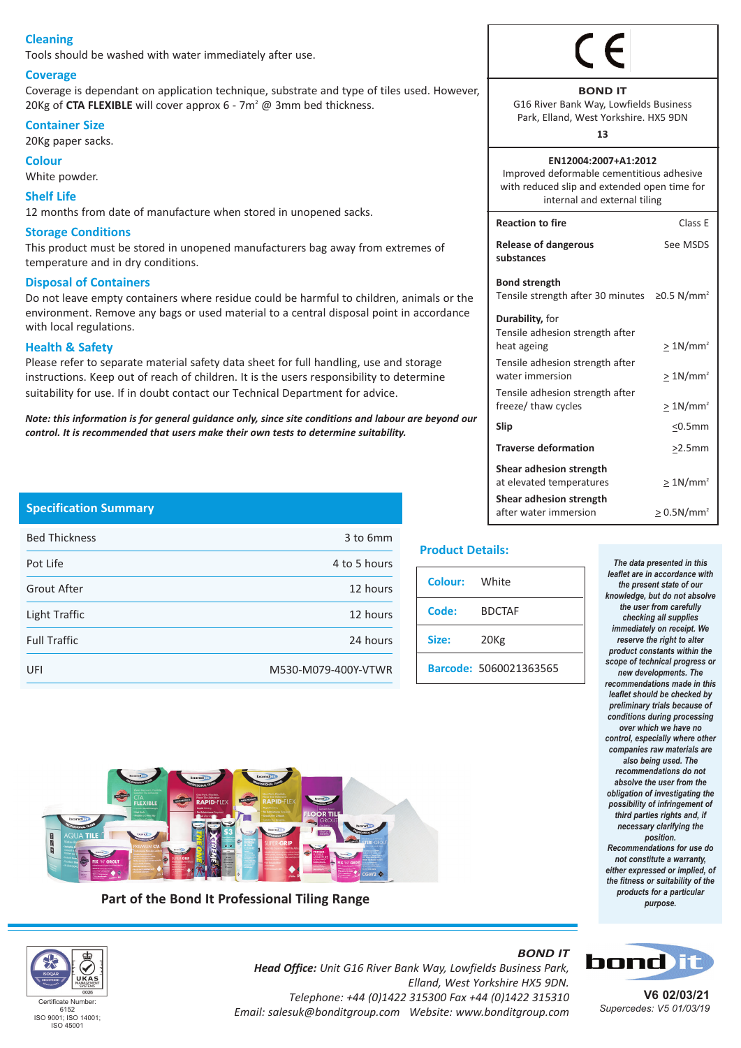## Cleaning

Tools should be washed with water immediately after use.

## Coverage

Coverage is dependant on application technique, substrate and type of tiles used. However, 20Kg of **CTA FLEXIBLE** will cover approx 6 - 7m$^2$ @ 3mm bed thickness.

## Container Size

20Kg paper sacks.

## Colour

White powder.

## Shelf Life

12 months from date of manufacture when stored in unopened sacks.

## Storage Conditions

This product must be stored in unopened manufacturers bag away from extremes of temperature and in dry conditions.

## Disposal of Containers

Do not leave empty containers where residue could be harmful to children, animals or the environment. Remove any bags or used material to a central disposal point in accordance with local regulations.

## Health & Safety

Please refer to separate material safety data sheet for full handling, use and storage instructions. Keep out of reach of children. It is the users responsibility to determine suitability for use. If in doubt contact our Technical Department for advice.

***Note: this information is for general guidance only, since site conditions and labour are beyond our control. It is recommended that users make their own tests to determine suitability.***

CE

**BOND IT**
G16 River Bank Way, Lowfields Business Park, Elland, West Yorkshire. HX5 9DN
**13**

**EN12004:2007+A1:2012**
Improved deformable cementitious adhesive with reduced slip and extended open time for internal and external tiling

| | |
|---|---|
| **Reaction to fire** | Class E |
| **Release of dangerous substances** | See MSDS |
| **Bond strength** | |
| Tensile strength after 30 minutes | ≥0.5 N/mm$^2$ |
| **Durability,** for | |
| Tensile adhesion strength after heat ageing | ≥ 1N/mm$^2$ |
| Tensile adhesion strength after water immersion | ≥ 1N/mm$^2$ |
| Tensile adhesion strength after freeze/ thaw cycles | ≥ 1N/mm$^2$ |
| **Slip** | ≤0.5mm |
| **Traverse deformation** | ≥2.5mm |
| **Shear adhesion strength** at elevated temperatures | ≥ 1N/mm$^2$ |
| **Shear adhesion strength** after water immersion | ≥ 0.5N/mm$^2$ |

## Specification Summary

| | |
|---|---|
| Bed Thickness | 3 to 6mm |
| Pot Life | 4 to 5 hours |
| Grout After | 12 hours |
| Light Traffic | 12 hours |
| Full Traffic | 24 hours |
| UFI | M530-M079-400Y-VTWR |

## Product Details:

| | |
|---|---|
| **Colour:** | White |
| **Code:** | BDCTAF |
| **Size:** | 20Kg |
| **Barcode:** | 5060021363565 |

*The data presented in this leaflet are in accordance with the present state of our knowledge, but do not absolve the user from carefully checking all supplies immediately on receipt. We reserve the right to alter product constants within the scope of technical progress or new developments. The recommendations made in this leaflet should be checked by preliminary trials because of conditions during processing over which we have no control, especially where other companies raw materials are also being used. The recommendations do not absolve the user from the obligation of investigating the possibility of infringement of third parties rights and, if necessary clarifying the position. Recommendations for use do not constitute a warranty, either expressed or implied, of the fitness or suitability of the products for a particular purpose.*

**Part of the Bond It Professional Tiling Range**

Certificate Number: 6152
ISO 9001; ISO 14001; ISO 45001

***BOND IT***
***Head Office:*** *Unit G16 River Bank Way, Lowfields Business Park, Elland, West Yorkshire HX5 9DN.*
*Telephone: +44 (0)1422 315300 Fax +44 (0)1422 315310*
*Email: salesuk@bonditgroup.com Website: www.bonditgroup.com*

**V6 02/03/21**
*Supercedes: V5 01/03/19*